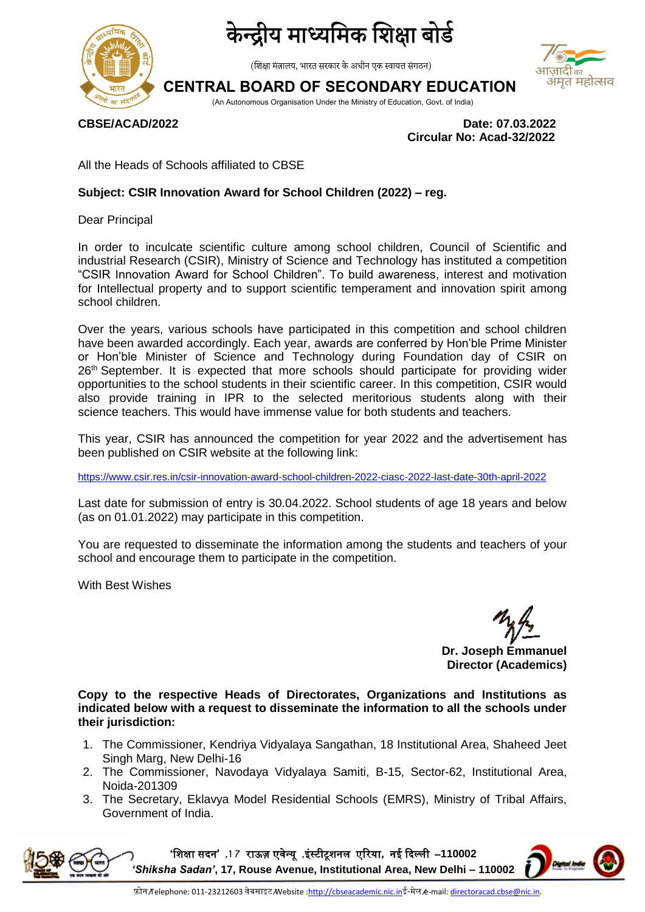# केन्द्रीय माध्यमिक शिक्षा बोर्ड

(शिक्षा मंत्रालय, भारत सरकार के अधीन एक स्वायत्त संगठन)

## CENTRAL BOARD OF SECONDARY EDUCATION

(An Autonomous Organisation Under the Ministry of Education, Govt. of India)

**CBSE/ACAD/2022**

**Date: 07.03.2022**
**Circular No: Acad-32/2022**

All the Heads of Schools affiliated to CBSE

**Subject: CSIR Innovation Award for School Children (2022) – reg.**

Dear Principal

In order to inculcate scientific culture among school children, Council of Scientific and industrial Research (CSIR), Ministry of Science and Technology has instituted a competition "CSIR Innovation Award for School Children". To build awareness, interest and motivation for Intellectual property and to support scientific temperament and innovation spirit among school children.

Over the years, various schools have participated in this competition and school children have been awarded accordingly. Each year, awards are conferred by Hon'ble Prime Minister or Hon'ble Minister of Science and Technology during Foundation day of CSIR on 26th September. It is expected that more schools should participate for providing wider opportunities to the school students in their scientific career. In this competition, CSIR would also provide training in IPR to the selected meritorious students along with their science teachers. This would have immense value for both students and teachers.

This year, CSIR has announced the competition for year 2022 and the advertisement has been published on CSIR website at the following link:

https://www.csir.res.in/csir-innovation-award-school-children-2022-ciasc-2022-last-date-30th-april-2022

Last date for submission of entry is 30.04.2022. School students of age 18 years and below (as on 01.01.2022) may participate in this competition.

You are requested to disseminate the information among the students and teachers of your school and encourage them to participate in the competition.

With Best Wishes

**Dr. Joseph Emmanuel**
**Director (Academics)**

**Copy to the respective Heads of Directorates, Organizations and Institutions as indicated below with a request to disseminate the information to all the schools under their jurisdiction:**

1. The Commissioner, Kendriya Vidyalaya Sangathan, 18 Institutional Area, Shaheed Jeet Singh Marg, New Delhi-16
2. The Commissioner, Navodaya Vidyalaya Samiti, B-15, Sector-62, Institutional Area, Noida-201309
3. The Secretary, Eklavya Model Residential Schools (EMRS), Ministry of Tribal Affairs, Government of India.

**'शिक्षा सदन' ,17 राऊज़ एवेन्यू ,इंस्टीट्यूशनल एरिया, नई दिल्ली –110002**
***'Shiksha Sadan'*, 17, Rouse Avenue, Institutional Area, New Delhi – 110002**

फ़ोन/Telephone: 011-23212603 वेबसाइट/Website :http://cbseacademic.nic.in ई-मेल/e-mail: directoracad.cbse@nic.in.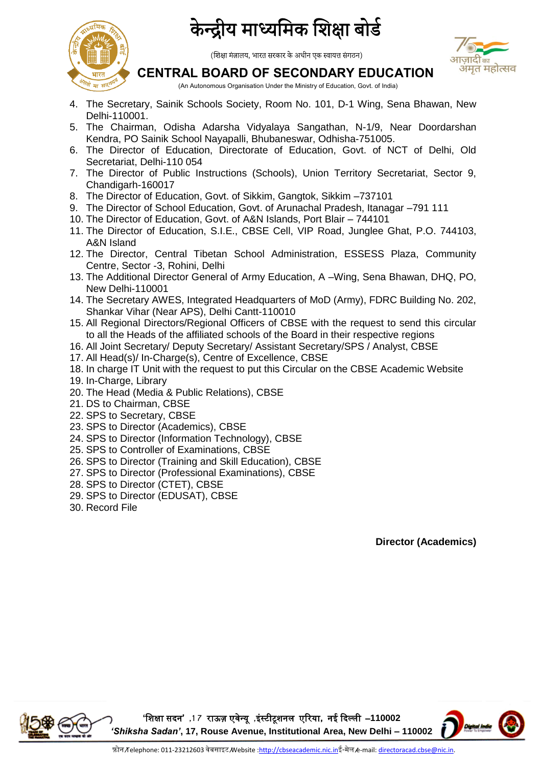4. The Secretary, Sainik Schools Society, Room No. 101, D-1 Wing, Sena Bhawan, New Delhi-110001.
5. The Chairman, Odisha Adarsha Vidyalaya Sangathan, N-1/9, Near Doordarshan Kendra, PO Sainik School Nayapalli, Bhubaneswar, Odhisha-751005.
6. The Director of Education, Directorate of Education, Govt. of NCT of Delhi, Old Secretariat, Delhi-110 054
7. The Director of Public Instructions (Schools), Union Territory Secretariat, Sector 9, Chandigarh-160017
8. The Director of Education, Govt. of Sikkim, Gangtok, Sikkim –737101
9. The Director of School Education, Govt. of Arunachal Pradesh, Itanagar –791 111
10. The Director of Education, Govt. of A&N Islands, Port Blair – 744101
11. The Director of Education, S.I.E., CBSE Cell, VIP Road, Junglee Ghat, P.O. 744103, A&N Island
12. The Director, Central Tibetan School Administration, ESSESS Plaza, Community Centre, Sector -3, Rohini, Delhi
13. The Additional Director General of Army Education, A –Wing, Sena Bhawan, DHQ, PO, New Delhi-110001
14. The Secretary AWES, Integrated Headquarters of MoD (Army), FDRC Building No. 202, Shankar Vihar (Near APS), Delhi Cantt-110010
15. All Regional Directors/Regional Officers of CBSE with the request to send this circular to all the Heads of the affiliated schools of the Board in their respective regions
16. All Joint Secretary/ Deputy Secretary/ Assistant Secretary/SPS / Analyst, CBSE
17. All Head(s)/ In-Charge(s), Centre of Excellence, CBSE
18. In charge IT Unit with the request to put this Circular on the CBSE Academic Website
19. In-Charge, Library
20. The Head (Media & Public Relations), CBSE
21. DS to Chairman, CBSE
22. SPS to Secretary, CBSE
23. SPS to Director (Academics), CBSE
24. SPS to Director (Information Technology), CBSE
25. SPS to Controller of Examinations, CBSE
26. SPS to Director (Training and Skill Education), CBSE
27. SPS to Director (Professional Examinations), CBSE
28. SPS to Director (CTET), CBSE
29. SPS to Director (EDUSAT), CBSE
30. Record File

**Director (Academics)**